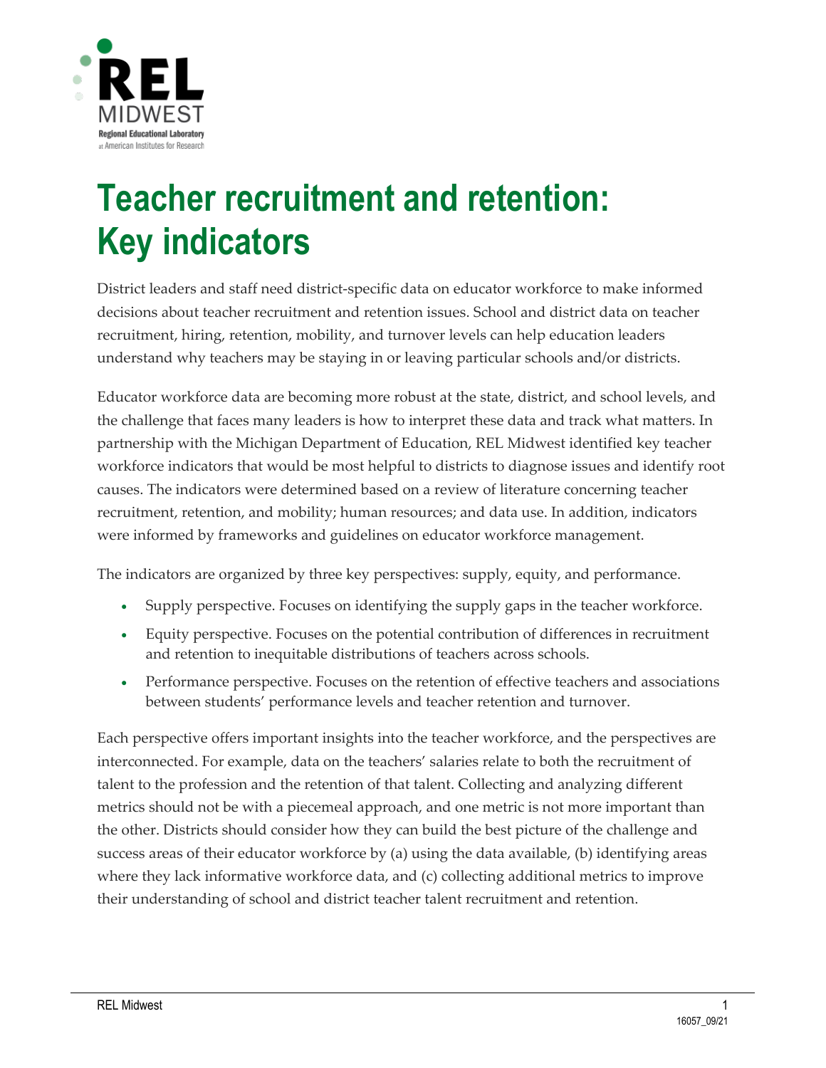# Teacher recruitment and retention: Key indicators

District leaders and staff need district-specific data on educator workforce to make informed decisions about teacher recruitment and retention issues. School and district data on teacher recruitment, hiring, retention, mobility, and turnover levels can help education leaders understand why teachers may be staying in or leaving particular schools and/or districts.

Educator workforce data are becoming more robust at the state, district, and school levels, and the challenge that faces many leaders is how to interpret these data and track what matters. In partnership with the Michigan Department of Education, REL Midwest identified key teacher workforce indicators that would be most helpful to districts to diagnose issues and identify root causes. The indicators were determined based on a review of literature concerning teacher recruitment, retention, and mobility; human resources; and data use. In addition, indicators were informed by frameworks and guidelines on educator workforce management.

The indicators are organized by three key perspectives: supply, equity, and performance.

- Supply perspective. Focuses on identifying the supply gaps in the teacher workforce.
- Equity perspective. Focuses on the potential contribution of differences in recruitment and retention to inequitable distributions of teachers across schools.
- Performance perspective. Focuses on the retention of effective teachers and associations between students' performance levels and teacher retention and turnover.

Each perspective offers important insights into the teacher workforce, and the perspectives are interconnected. For example, data on the teachers' salaries relate to both the recruitment of talent to the profession and the retention of that talent. Collecting and analyzing different metrics should not be with a piecemeal approach, and one metric is not more important than the other. Districts should consider how they can build the best picture of the challenge and success areas of their educator workforce by (a) using the data available, (b) identifying areas where they lack informative workforce data, and (c) collecting additional metrics to improve their understanding of school and district teacher talent recruitment and retention.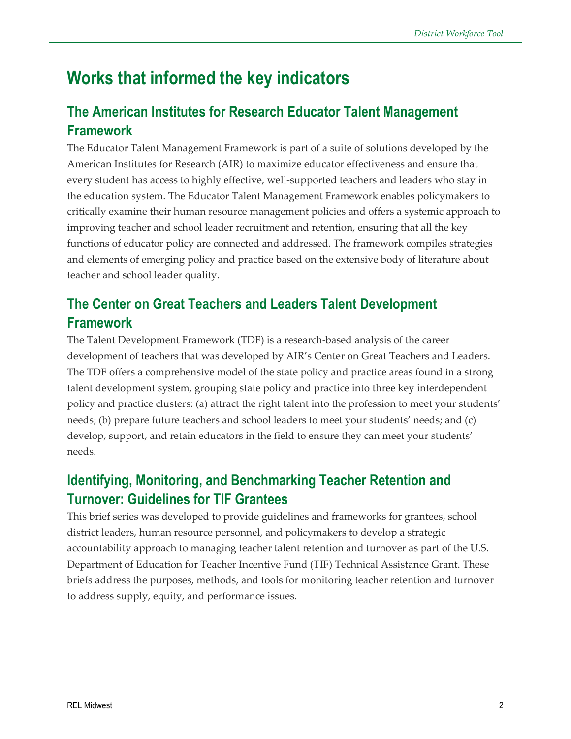# Works that informed the key indicators

## The American Institutes for Research Educator Talent Management Framework

The Educator Talent Management Framework is part of a suite of solutions developed by the American Institutes for Research (AIR) to maximize educator effectiveness and ensure that every student has access to highly effective, well-supported teachers and leaders who stay in the education system. The Educator Talent Management Framework enables policymakers to critically examine their human resource management policies and offers a systemic approach to improving teacher and school leader recruitment and retention, ensuring that all the key functions of educator policy are connected and addressed. The framework compiles strategies and elements of emerging policy and practice based on the extensive body of literature about teacher and school leader quality.

## The Center on Great Teachers and Leaders Talent Development Framework

The Talent Development Framework (TDF) is a research-based analysis of the career development of teachers that was developed by AIR's Center on Great Teachers and Leaders. The TDF offers a comprehensive model of the state policy and practice areas found in a strong talent development system, grouping state policy and practice into three key interdependent policy and practice clusters: (a) attract the right talent into the profession to meet your students' needs; (b) prepare future teachers and school leaders to meet your students' needs; and (c) develop, support, and retain educators in the field to ensure they can meet your students' needs.

## Identifying, Monitoring, and Benchmarking Teacher Retention and Turnover: Guidelines for TIF Grantees

This brief series was developed to provide guidelines and frameworks for grantees, school district leaders, human resource personnel, and policymakers to develop a strategic accountability approach to managing teacher talent retention and turnover as part of the U.S. Department of Education for Teacher Incentive Fund (TIF) Technical Assistance Grant. These briefs address the purposes, methods, and tools for monitoring teacher retention and turnover to address supply, equity, and performance issues.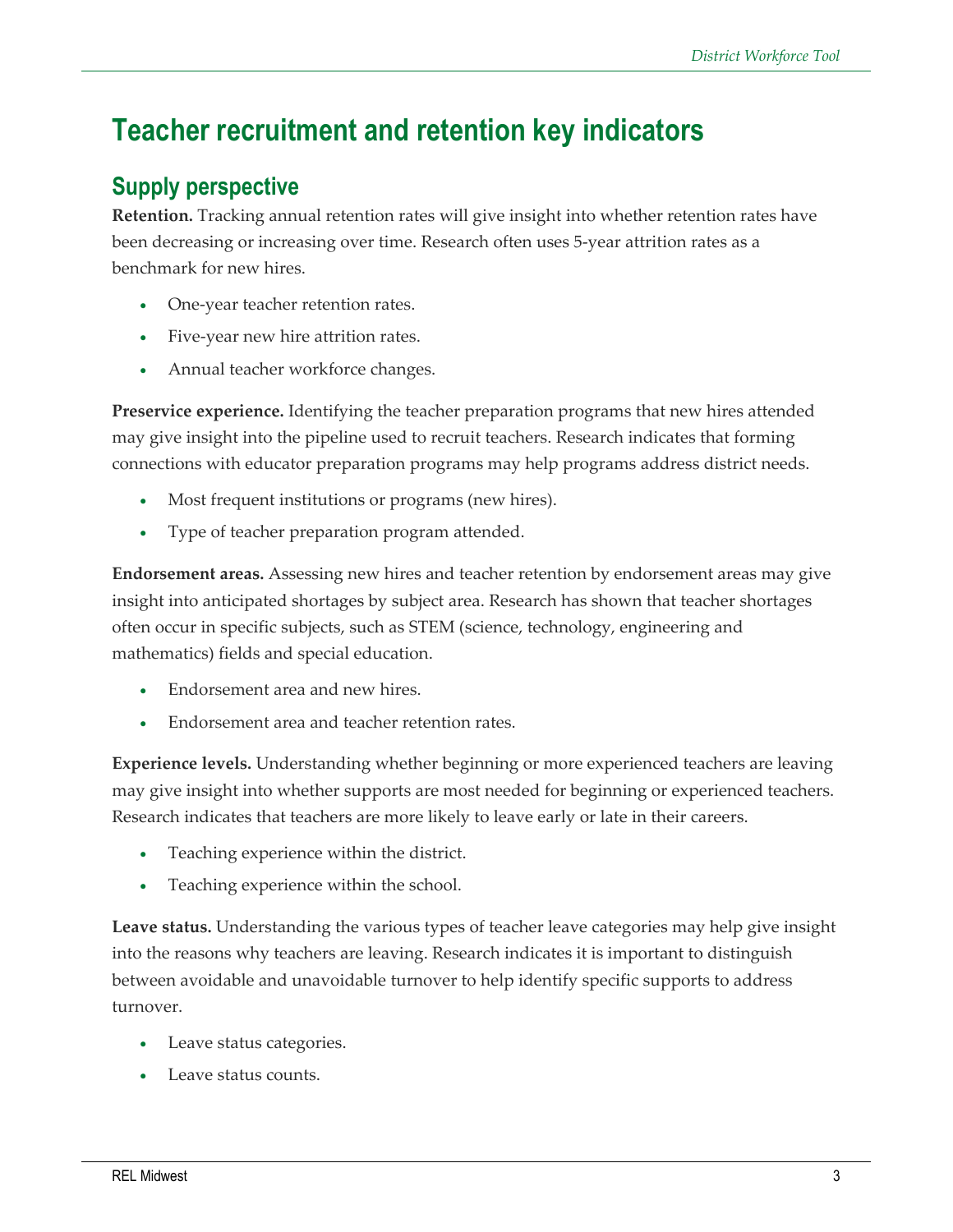# Teacher recruitment and retention key indicators

## Supply perspective

**Retention.** Tracking annual retention rates will give insight into whether retention rates have been decreasing or increasing over time. Research often uses 5-year attrition rates as a benchmark for new hires.

- One-year teacher retention rates.
- Five-year new hire attrition rates.
- Annual teacher workforce changes.

**Preservice experience.** Identifying the teacher preparation programs that new hires attended may give insight into the pipeline used to recruit teachers. Research indicates that forming connections with educator preparation programs may help programs address district needs.

- Most frequent institutions or programs (new hires).
- Type of teacher preparation program attended.

**Endorsement areas.** Assessing new hires and teacher retention by endorsement areas may give insight into anticipated shortages by subject area. Research has shown that teacher shortages often occur in specific subjects, such as STEM (science, technology, engineering and mathematics) fields and special education.

- Endorsement area and new hires.
- Endorsement area and teacher retention rates.

**Experience levels.** Understanding whether beginning or more experienced teachers are leaving may give insight into whether supports are most needed for beginning or experienced teachers. Research indicates that teachers are more likely to leave early or late in their careers.

- Teaching experience within the district.
- Teaching experience within the school.

**Leave status.** Understanding the various types of teacher leave categories may help give insight into the reasons why teachers are leaving. Research indicates it is important to distinguish between avoidable and unavoidable turnover to help identify specific supports to address turnover.

- Leave status categories.
- Leave status counts.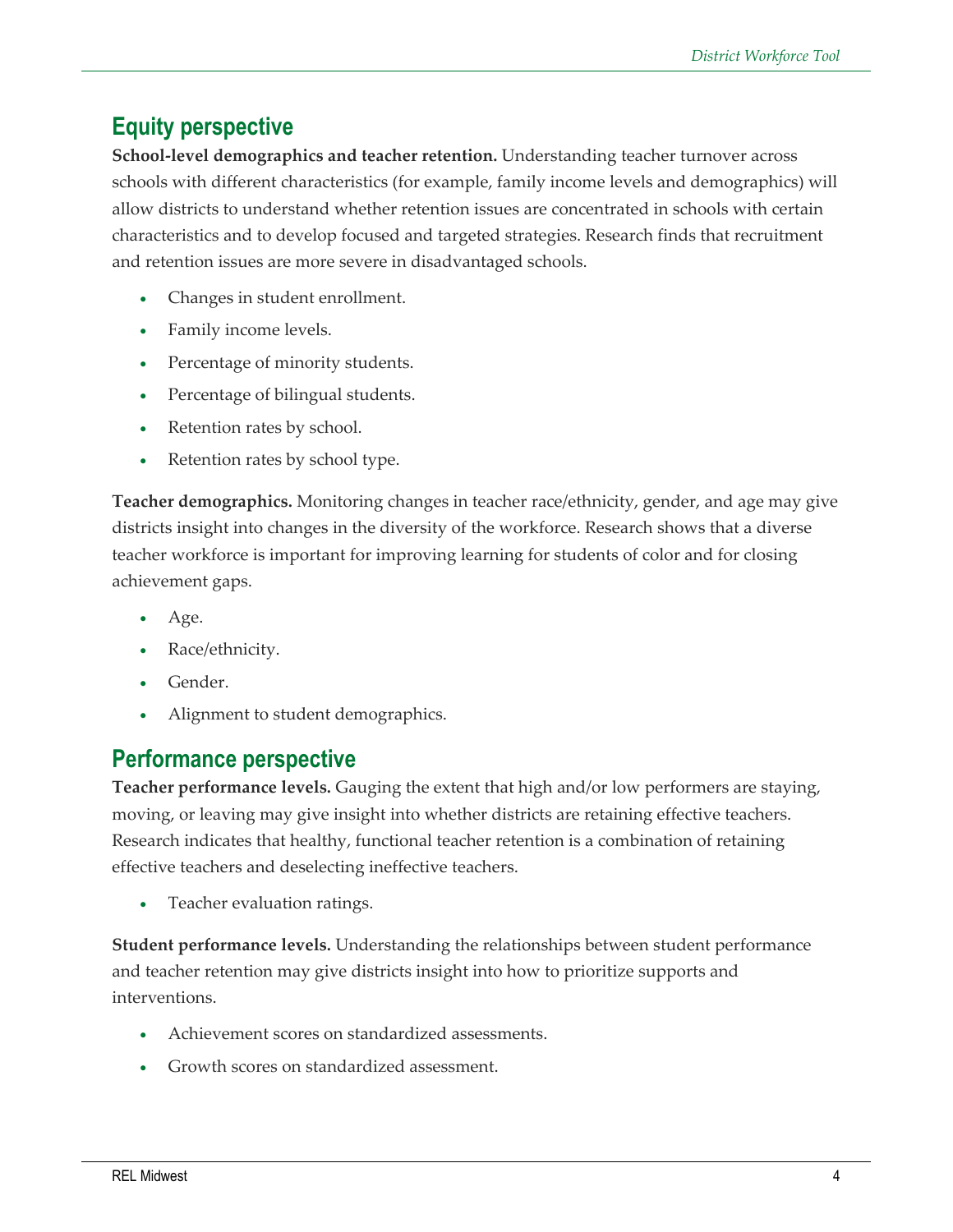## Equity perspective

**School-level demographics and teacher retention.** Understanding teacher turnover across schools with different characteristics (for example, family income levels and demographics) will allow districts to understand whether retention issues are concentrated in schools with certain characteristics and to develop focused and targeted strategies. Research finds that recruitment and retention issues are more severe in disadvantaged schools.

- Changes in student enrollment.
- Family income levels.
- Percentage of minority students.
- Percentage of bilingual students.
- Retention rates by school.
- Retention rates by school type.

**Teacher demographics.** Monitoring changes in teacher race/ethnicity, gender, and age may give districts insight into changes in the diversity of the workforce. Research shows that a diverse teacher workforce is important for improving learning for students of color and for closing achievement gaps.

- Age.
- Race/ethnicity.
- Gender.
- Alignment to student demographics.

## Performance perspective

**Teacher performance levels.** Gauging the extent that high and/or low performers are staying, moving, or leaving may give insight into whether districts are retaining effective teachers. Research indicates that healthy, functional teacher retention is a combination of retaining effective teachers and deselecting ineffective teachers.

- Teacher evaluation ratings.

**Student performance levels.** Understanding the relationships between student performance and teacher retention may give districts insight into how to prioritize supports and interventions.

- Achievement scores on standardized assessments.
- Growth scores on standardized assessment.